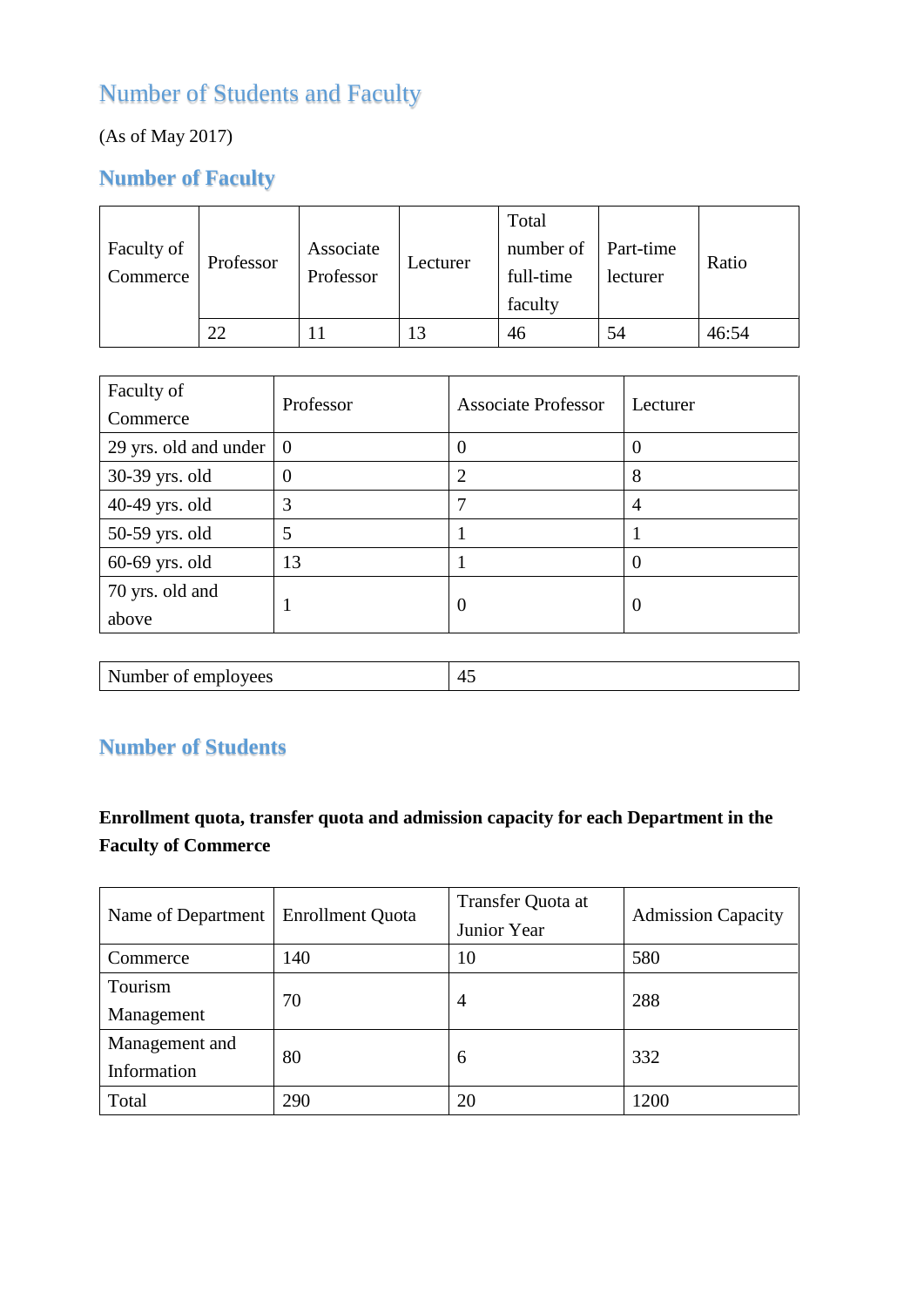# Number of Students and Faculty

(As of May 2017)

## Number of Faculty

| Faculty of Commerce | Professor | Associate Professor | Lecturer | Total number of full-time faculty | Part-time lecturer | Ratio |
|---|---|---|---|---|---|---|
| | 22 | 11 | 13 | 46 | 54 | 46:54 |

| Faculty of Commerce | Professor | Associate Professor | Lecturer |
|---|---|---|---|
| 29 yrs. old and under | 0 | 0 | 0 |
| 30-39 yrs. old | 0 | 2 | 8 |
| 40-49 yrs. old | 3 | 7 | 4 |
| 50-59 yrs. old | 5 | 1 | 1 |
| 60-69 yrs. old | 13 | 1 | 0 |
| 70 yrs. old and above | 1 | 0 | 0 |

| Number of employees | 45 |
|---|---|

## Number of Students

**Enrollment quota, transfer quota and admission capacity for each Department in the Faculty of Commerce**

| Name of Department | Enrollment Quota | Transfer Quota at Junior Year | Admission Capacity |
|---|---|---|---|
| Commerce | 140 | 10 | 580 |
| Tourism Management | 70 | 4 | 288 |
| Management and Information | 80 | 6 | 332 |
| Total | 290 | 20 | 1200 |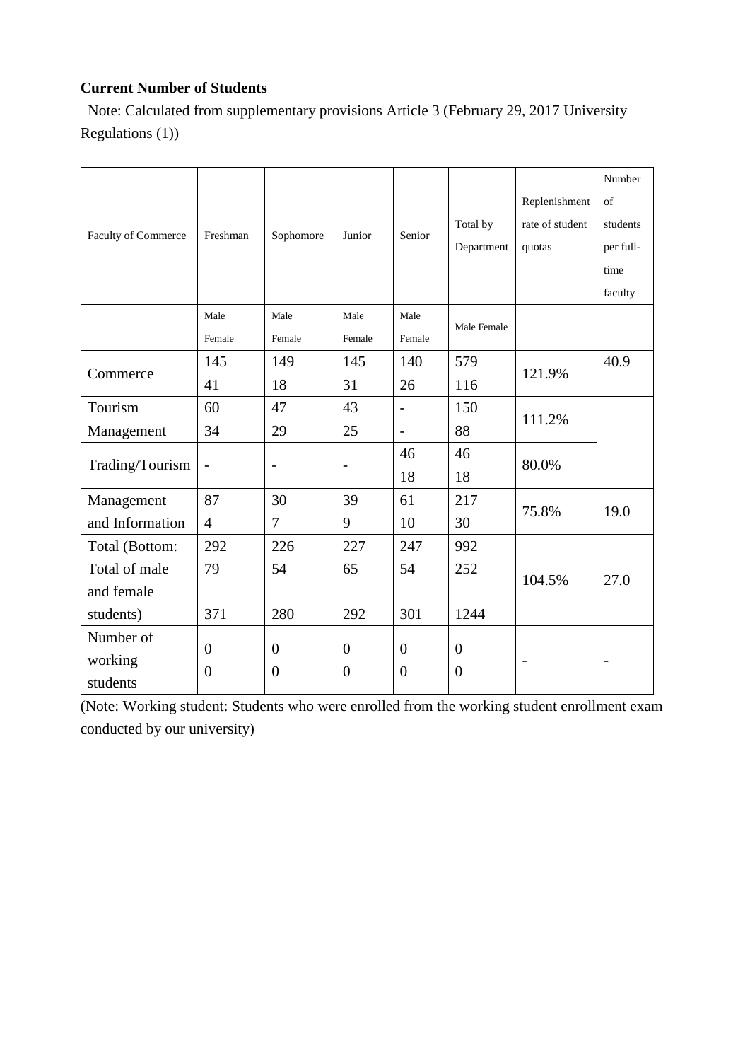**Current Number of Students**

Note: Calculated from supplementary provisions Article 3 (February 29, 2017 University Regulations (1))

| Faculty of Commerce | Freshman | Sophomore | Junior | Senior | Total by Department | Replenishment rate of student quotas | Number of students per full-time faculty |
|---|---|---|---|---|---|---|---|
| | Male Female | Male Female | Male Female | Male Female | Male Female | | |
| Commerce | 145 41 | 149 18 | 145 31 | 140 26 | 579 116 | 121.9% | 40.9 |
| Tourism Management | 60 34 | 47 29 | 43 25 | - - | 150 88 | 111.2% | |
| Trading/Tourism | - | - | - | 46 18 | 46 18 | 80.0% | |
| Management and Information | 87 4 | 30 7 | 39 9 | 61 10 | 217 30 | 75.8% | 19.0 |
| Total (Bottom: Total of male and female students) | 292 79 371 | 226 54 280 | 227 65 292 | 247 54 301 | 992 252 1244 | 104.5% | 27.0 |
| Number of working students | 0 0 | 0 0 | 0 0 | 0 0 | 0 0 | - | - |

(Note: Working student: Students who were enrolled from the working student enrollment exam conducted by our university)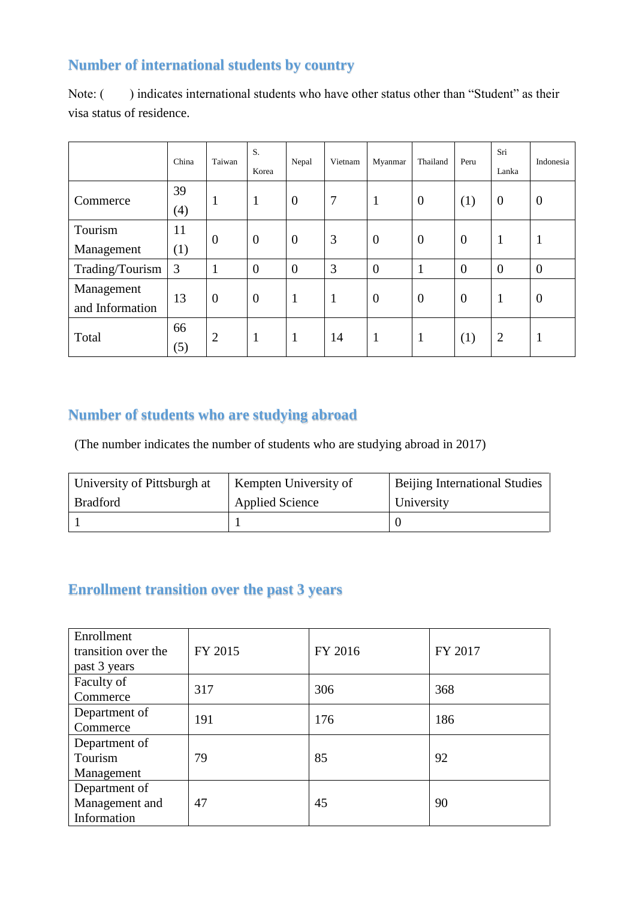## Number of international students by country

Note: ( ) indicates international students who have other status other than “Student” as their visa status of residence.

| | China | Taiwan | S. Korea | Nepal | Vietnam | Myanmar | Thailand | Peru | Sri Lanka | Indonesia |
|---|---|---|---|---|---|---|---|---|---|---|
| Commerce | 39 (4) | 1 | 1 | 0 | 7 | 1 | 0 | (1) | 0 | 0 |
| Tourism Management | 11 (1) | 0 | 0 | 0 | 3 | 0 | 0 | 0 | 1 | 1 |
| Trading/Tourism | 3 | 1 | 0 | 0 | 3 | 0 | 1 | 0 | 0 | 0 |
| Management and Information | 13 | 0 | 0 | 1 | 1 | 0 | 0 | 0 | 1 | 0 |
| Total | 66 (5) | 2 | 1 | 1 | 14 | 1 | 1 | (1) | 2 | 1 |

## Number of students who are studying abroad

(The number indicates the number of students who are studying abroad in 2017)

| University of Pittsburgh at Bradford | Kempten University of Applied Science | Beijing International Studies University |
|---|---|---|
| 1 | 1 | 0 |

## Enrollment transition over the past 3 years

| Enrollment transition over the past 3 years | FY 2015 | FY 2016 | FY 2017 |
|---|---|---|---|
| Faculty of Commerce | 317 | 306 | 368 |
| Department of Commerce | 191 | 176 | 186 |
| Department of Tourism Management | 79 | 85 | 92 |
| Department of Management and Information | 47 | 45 | 90 |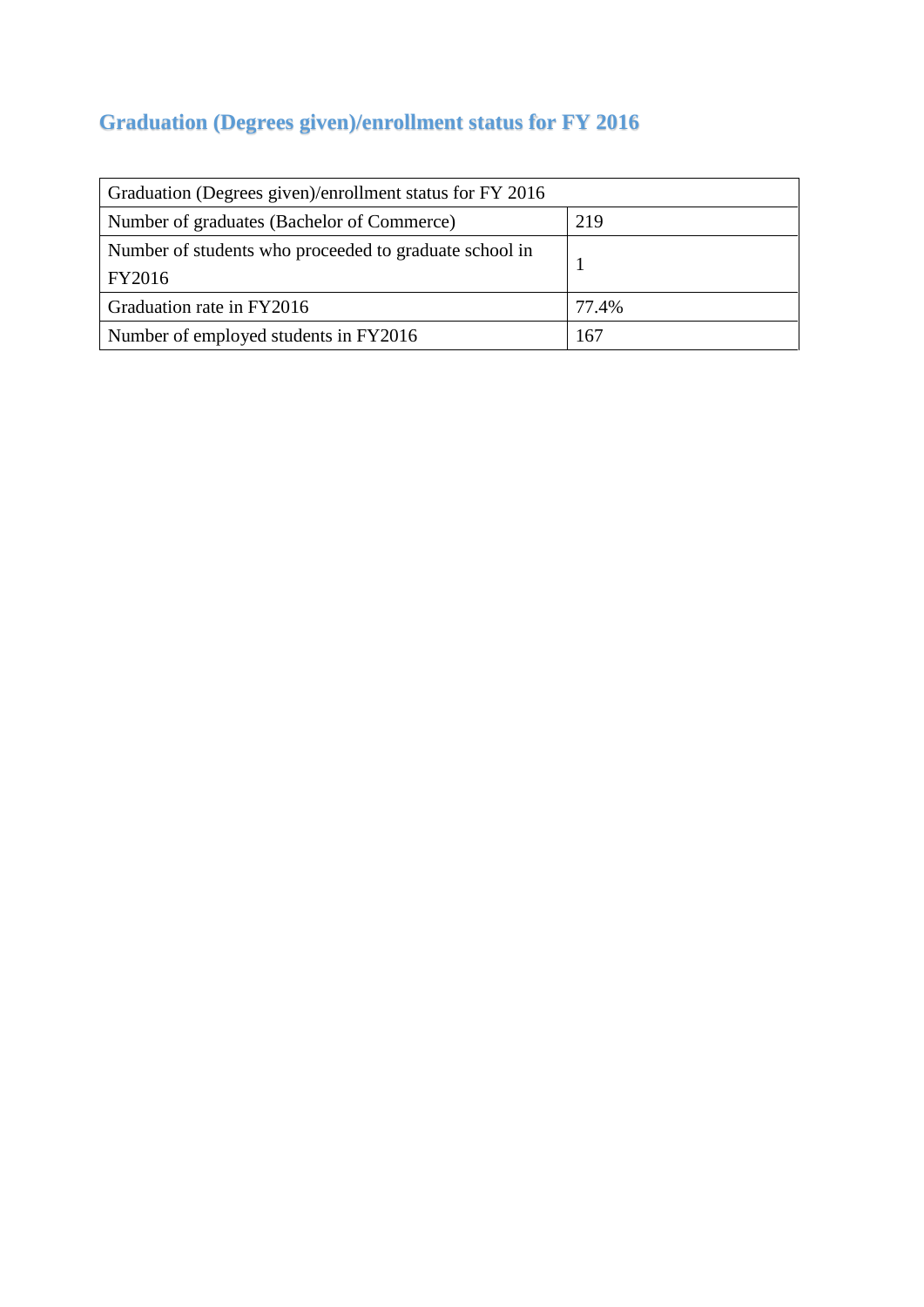## Graduation (Degrees given)/enrollment status for FY 2016

| Graduation (Degrees given)/enrollment status for FY 2016 | |
|---|---|
| Number of graduates (Bachelor of Commerce) | 219 |
| Number of students who proceeded to graduate school in FY2016 | 1 |
| Graduation rate in FY2016 | 77.4% |
| Number of employed students in FY2016 | 167 |